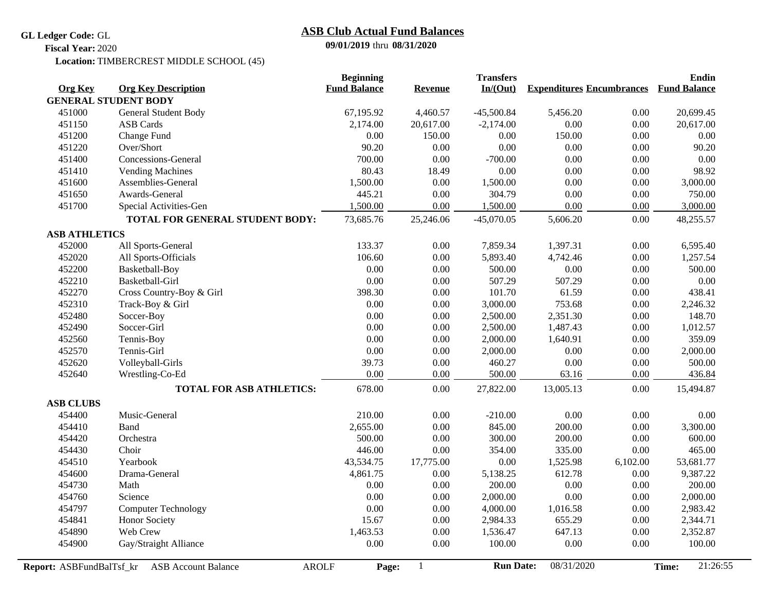**GL Ledger Code:** GL

**Fiscal Year:** 2020

**Location:** TIMBERCREST MIDDLE SCHOOL (45)

# ASB Club Actual Fund Balances

**09/01/2019** thru **08/31/2020**

| Org Key | Org Key Description | Beginning Fund Balance | Revenue | Transfers In/(Out) | Expenditures | Encumbrances | Endin Fund Balance |
|---|---|---|---|---|---|---|---|
| **GENERAL STUDENT BODY** | | | | | | | |
| 451000 | General Student Body | 67,195.92 | 4,460.57 | -45,500.84 | 5,456.20 | 0.00 | 20,699.45 |
| 451150 | ASB Cards | 2,174.00 | 20,617.00 | -2,174.00 | 0.00 | 0.00 | 20,617.00 |
| 451200 | Change Fund | 0.00 | 150.00 | 0.00 | 150.00 | 0.00 | 0.00 |
| 451220 | Over/Short | 90.20 | 0.00 | 0.00 | 0.00 | 0.00 | 90.20 |
| 451400 | Concessions-General | 700.00 | 0.00 | -700.00 | 0.00 | 0.00 | 0.00 |
| 451410 | Vending Machines | 80.43 | 18.49 | 0.00 | 0.00 | 0.00 | 98.92 |
| 451600 | Assemblies-General | 1,500.00 | 0.00 | 1,500.00 | 0.00 | 0.00 | 3,000.00 |
| 451650 | Awards-General | 445.21 | 0.00 | 304.79 | 0.00 | 0.00 | 750.00 |
| 451700 | Special Activities-Gen | 1,500.00 | 0.00 | 1,500.00 | 0.00 | 0.00 | 3,000.00 |
| | **TOTAL FOR GENERAL STUDENT BODY:** | 73,685.76 | 25,246.06 | -45,070.05 | 5,606.20 | 0.00 | 48,255.57 |
| **ASB ATHLETICS** | | | | | | | |
| 452000 | All Sports-General | 133.37 | 0.00 | 7,859.34 | 1,397.31 | 0.00 | 6,595.40 |
| 452020 | All Sports-Officials | 106.60 | 0.00 | 5,893.40 | 4,742.46 | 0.00 | 1,257.54 |
| 452200 | Basketball-Boy | 0.00 | 0.00 | 500.00 | 0.00 | 0.00 | 500.00 |
| 452210 | Basketball-Girl | 0.00 | 0.00 | 507.29 | 507.29 | 0.00 | 0.00 |
| 452270 | Cross Country-Boy & Girl | 398.30 | 0.00 | 101.70 | 61.59 | 0.00 | 438.41 |
| 452310 | Track-Boy & Girl | 0.00 | 0.00 | 3,000.00 | 753.68 | 0.00 | 2,246.32 |
| 452480 | Soccer-Boy | 0.00 | 0.00 | 2,500.00 | 2,351.30 | 0.00 | 148.70 |
| 452490 | Soccer-Girl | 0.00 | 0.00 | 2,500.00 | 1,487.43 | 0.00 | 1,012.57 |
| 452560 | Tennis-Boy | 0.00 | 0.00 | 2,000.00 | 1,640.91 | 0.00 | 359.09 |
| 452570 | Tennis-Girl | 0.00 | 0.00 | 2,000.00 | 0.00 | 0.00 | 2,000.00 |
| 452620 | Volleyball-Girls | 39.73 | 0.00 | 460.27 | 0.00 | 0.00 | 500.00 |
| 452640 | Wrestling-Co-Ed | 0.00 | 0.00 | 500.00 | 63.16 | 0.00 | 436.84 |
| | **TOTAL FOR ASB ATHLETICS:** | 678.00 | 0.00 | 27,822.00 | 13,005.13 | 0.00 | 15,494.87 |
| **ASB CLUBS** | | | | | | | |
| 454400 | Music-General | 210.00 | 0.00 | -210.00 | 0.00 | 0.00 | 0.00 |
| 454410 | Band | 2,655.00 | 0.00 | 845.00 | 200.00 | 0.00 | 3,300.00 |
| 454420 | Orchestra | 500.00 | 0.00 | 300.00 | 200.00 | 0.00 | 600.00 |
| 454430 | Choir | 446.00 | 0.00 | 354.00 | 335.00 | 0.00 | 465.00 |
| 454510 | Yearbook | 43,534.75 | 17,775.00 | 0.00 | 1,525.98 | 6,102.00 | 53,681.77 |
| 454600 | Drama-General | 4,861.75 | 0.00 | 5,138.25 | 612.78 | 0.00 | 9,387.22 |
| 454730 | Math | 0.00 | 0.00 | 200.00 | 0.00 | 0.00 | 200.00 |
| 454760 | Science | 0.00 | 0.00 | 2,000.00 | 0.00 | 0.00 | 2,000.00 |
| 454797 | Computer Technology | 0.00 | 0.00 | 4,000.00 | 1,016.58 | 0.00 | 2,983.42 |
| 454841 | Honor Society | 15.67 | 0.00 | 2,984.33 | 655.29 | 0.00 | 2,344.71 |
| 454890 | Web Crew | 1,463.53 | 0.00 | 1,536.47 | 647.13 | 0.00 | 2,352.87 |
| 454900 | Gay/Straight Alliance | 0.00 | 0.00 | 100.00 | 0.00 | 0.00 | 100.00 |

**Report:** ASBFundBalTsf_kr ASB Account Balance AROLF **Run Date:** 08/31/2020 **Time:** 21:26:55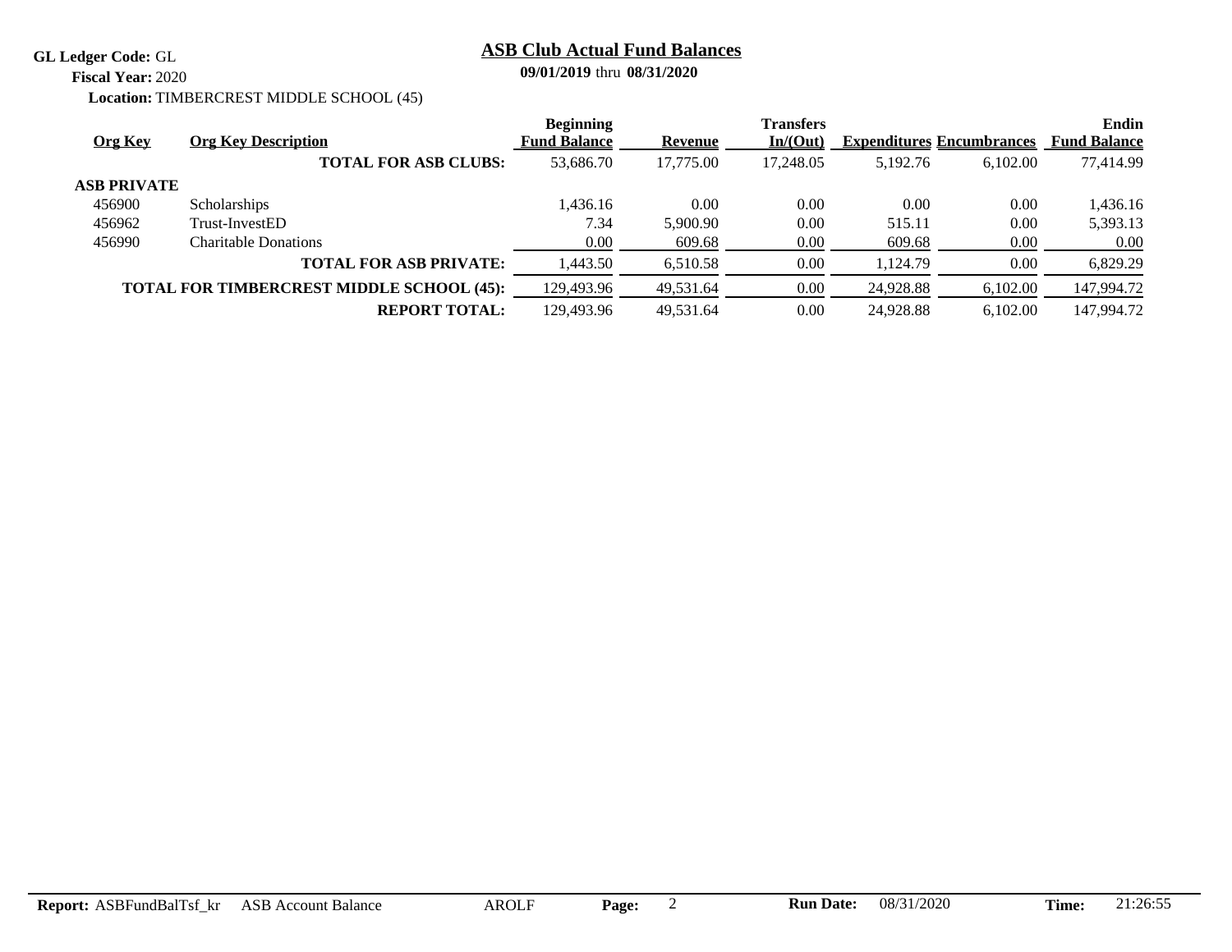**GL Ledger Code:** GL

**Fiscal Year:** 2020

**Location:** TIMBERCREST MIDDLE SCHOOL (45)

## ASB Club Actual Fund Balances

**09/01/2019** thru **08/31/2020**

| Org Key | Org Key Description | Beginning Fund Balance | Revenue | Transfers In/(Out) | Expenditures | Encumbrances | Endin Fund Balance |
|---|---|---|---|---|---|---|---|
| | **TOTAL FOR ASB CLUBS:** | 53,686.70 | 17,775.00 | 17,248.05 | 5,192.76 | 6,102.00 | 77,414.99 |
| **ASB PRIVATE** | | | | | | | |
| 456900 | Scholarships | 1,436.16 | 0.00 | 0.00 | 0.00 | 0.00 | 1,436.16 |
| 456962 | Trust-InvestED | 7.34 | 5,900.90 | 0.00 | 515.11 | 0.00 | 5,393.13 |
| 456990 | Charitable Donations | 0.00 | 609.68 | 0.00 | 609.68 | 0.00 | 0.00 |
| | **TOTAL FOR ASB PRIVATE:** | 1,443.50 | 6,510.58 | 0.00 | 1,124.79 | 0.00 | 6,829.29 |
| | **TOTAL FOR TIMBERCREST MIDDLE SCHOOL (45):** | 129,493.96 | 49,531.64 | 0.00 | 24,928.88 | 6,102.00 | 147,994.72 |
| | **REPORT TOTAL:** | 129,493.96 | 49,531.64 | 0.00 | 24,928.88 | 6,102.00 | 147,994.72 |

**Report:** ASBFundBalTsf_kr ASB Account Balance AROLF **Run Date:** 08/31/2020 **Time:** 21:26:55